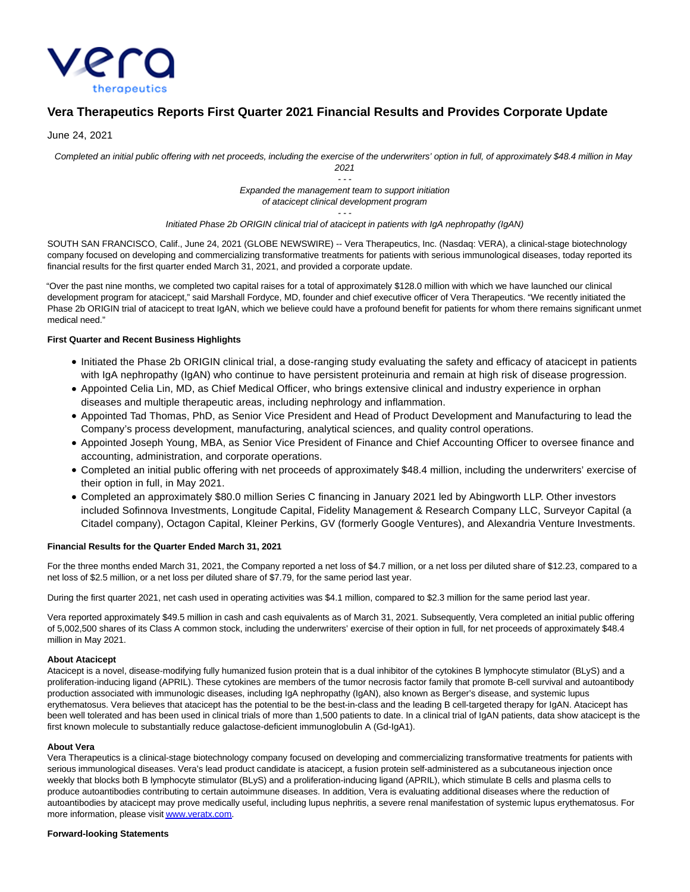# Vera Therapeutics Reports First Quarter 2021 Financial Results and Provides Corporate Update

June 24, 2021

*Completed an initial public offering with net proceeds, including the exercise of the underwriters' option in full, of approximately $48.4 million in May 2021*

*- - -*

*Expanded the management team to support initiation of atacicept clinical development program*

*- - -*

*Initiated Phase 2b ORIGIN clinical trial of atacicept in patients with IgA nephropathy (IgAN)*

SOUTH SAN FRANCISCO, Calif., June 24, 2021 (GLOBE NEWSWIRE) -- Vera Therapeutics, Inc. (Nasdaq: VERA), a clinical-stage biotechnology company focused on developing and commercializing transformative treatments for patients with serious immunological diseases, today reported its financial results for the first quarter ended March 31, 2021, and provided a corporate update.

"Over the past nine months, we completed two capital raises for a total of approximately $128.0 million with which we have launched our clinical development program for atacicept," said Marshall Fordyce, MD, founder and chief executive officer of Vera Therapeutics. "We recently initiated the Phase 2b ORIGIN trial of atacicept to treat IgAN, which we believe could have a profound benefit for patients for whom there remains significant unmet medical need."

**First Quarter and Recent Business Highlights**

- Initiated the Phase 2b ORIGIN clinical trial, a dose-ranging study evaluating the safety and efficacy of atacicept in patients with IgA nephropathy (IgAN) who continue to have persistent proteinuria and remain at high risk of disease progression.
- Appointed Celia Lin, MD, as Chief Medical Officer, who brings extensive clinical and industry experience in orphan diseases and multiple therapeutic areas, including nephrology and inflammation.
- Appointed Tad Thomas, PhD, as Senior Vice President and Head of Product Development and Manufacturing to lead the Company's process development, manufacturing, analytical sciences, and quality control operations.
- Appointed Joseph Young, MBA, as Senior Vice President of Finance and Chief Accounting Officer to oversee finance and accounting, administration, and corporate operations.
- Completed an initial public offering with net proceeds of approximately $48.4 million, including the underwriters' exercise of their option in full, in May 2021.
- Completed an approximately $80.0 million Series C financing in January 2021 led by Abingworth LLP. Other investors included Sofinnova Investments, Longitude Capital, Fidelity Management & Research Company LLC, Surveyor Capital (a Citadel company), Octagon Capital, Kleiner Perkins, GV (formerly Google Ventures), and Alexandria Venture Investments.

**Financial Results for the Quarter Ended March 31, 2021**

For the three months ended March 31, 2021, the Company reported a net loss of $4.7 million, or a net loss per diluted share of $12.23, compared to a net loss of $2.5 million, or a net loss per diluted share of $7.79, for the same period last year.

During the first quarter 2021, net cash used in operating activities was $4.1 million, compared to $2.3 million for the same period last year.

Vera reported approximately $49.5 million in cash and cash equivalents as of March 31, 2021. Subsequently, Vera completed an initial public offering of 5,002,500 shares of its Class A common stock, including the underwriters' exercise of their option in full, for net proceeds of approximately $48.4 million in May 2021.

**About Atacicept**

Atacicept is a novel, disease-modifying fully humanized fusion protein that is a dual inhibitor of the cytokines B lymphocyte stimulator (BLyS) and a proliferation-inducing ligand (APRIL). These cytokines are members of the tumor necrosis factor family that promote B-cell survival and autoantibody production associated with immunologic diseases, including IgA nephropathy (IgAN), also known as Berger's disease, and systemic lupus erythematosus. Vera believes that atacicept has the potential to be the best-in-class and the leading B cell-targeted therapy for IgAN. Atacicept has been well tolerated and has been used in clinical trials of more than 1,500 patients to date. In a clinical trial of IgAN patients, data show atacicept is the first known molecule to substantially reduce galactose-deficient immunoglobulin A (Gd-IgA1).

**About Vera**

Vera Therapeutics is a clinical-stage biotechnology company focused on developing and commercializing transformative treatments for patients with serious immunological diseases. Vera's lead product candidate is atacicept, a fusion protein self-administered as a subcutaneous injection once weekly that blocks both B lymphocyte stimulator (BLyS) and a proliferation-inducing ligand (APRIL), which stimulate B cells and plasma cells to produce autoantibodies contributing to certain autoimmune diseases. In addition, Vera is evaluating additional diseases where the reduction of autoantibodies by atacicept may prove medically useful, including lupus nephritis, a severe renal manifestation of systemic lupus erythematosus. For more information, please visit www.veratx.com.

**Forward-looking Statements**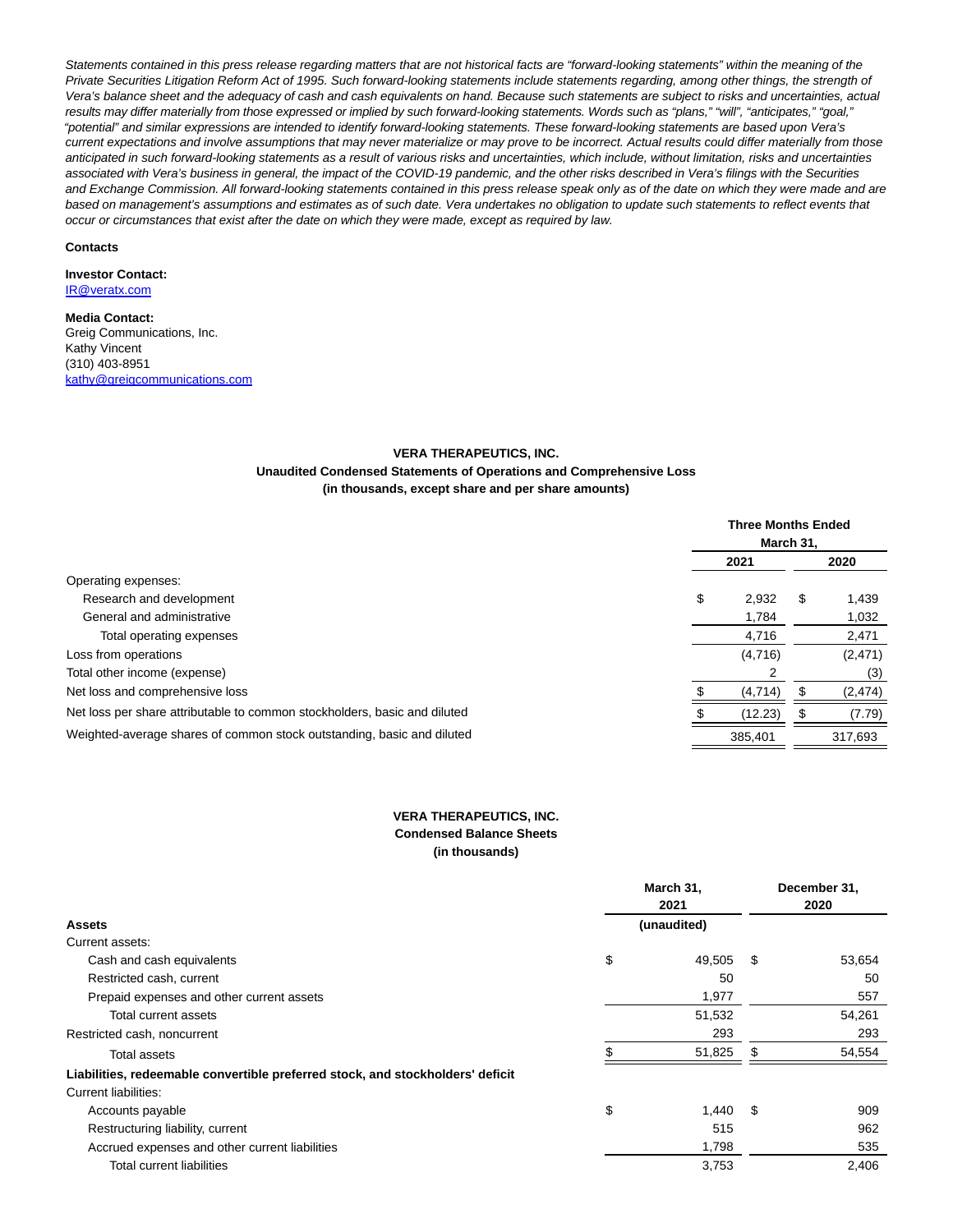*Statements contained in this press release regarding matters that are not historical facts are "forward-looking statements" within the meaning of the Private Securities Litigation Reform Act of 1995. Such forward-looking statements include statements regarding, among other things, the strength of Vera's balance sheet and the adequacy of cash and cash equivalents on hand. Because such statements are subject to risks and uncertainties, actual results may differ materially from those expressed or implied by such forward-looking statements. Words such as "plans," "will", "anticipates," "goal," "potential" and similar expressions are intended to identify forward-looking statements. These forward-looking statements are based upon Vera's current expectations and involve assumptions that may never materialize or may prove to be incorrect. Actual results could differ materially from those anticipated in such forward-looking statements as a result of various risks and uncertainties, which include, without limitation, risks and uncertainties associated with Vera's business in general, the impact of the COVID-19 pandemic, and the other risks described in Vera's filings with the Securities and Exchange Commission. All forward-looking statements contained in this press release speak only as of the date on which they were made and are based on management's assumptions and estimates as of such date. Vera undertakes no obligation to update such statements to reflect events that occur or circumstances that exist after the date on which they were made, except as required by law.*

**Contacts**

**Investor Contact:**
IR@veratx.com

**Media Contact:**
Greig Communications, Inc.
Kathy Vincent
(310) 403-8951
kathy@greigcommunications.com

**VERA THERAPEUTICS, INC.**
**Unaudited Condensed Statements of Operations and Comprehensive Loss**
**(in thousands, except share and per share amounts)**

| | Three Months Ended March 31, | |
|---|---|---|
| | 2021 | 2020 |
| Operating expenses: | | |
| Research and development | $ 2,932 | $ 1,439 |
| General and administrative | 1,784 | 1,032 |
| Total operating expenses | 4,716 | 2,471 |
| Loss from operations | (4,716) | (2,471) |
| Total other income (expense) | 2 | (3) |
| Net loss and comprehensive loss | $ (4,714) | $ (2,474) |
| Net loss per share attributable to common stockholders, basic and diluted | $ (12.23) | $ (7.79) |
| Weighted-average shares of common stock outstanding, basic and diluted | 385,401 | 317,693 |

**VERA THERAPEUTICS, INC.**
**Condensed Balance Sheets**
**(in thousands)**

| | March 31, 2021 | December 31, 2020 |
|---|---|---|
| **Assets** | (unaudited) | |
| Current assets: | | |
| Cash and cash equivalents | $ 49,505 | $ 53,654 |
| Restricted cash, current | 50 | 50 |
| Prepaid expenses and other current assets | 1,977 | 557 |
| Total current assets | 51,532 | 54,261 |
| Restricted cash, noncurrent | 293 | 293 |
| Total assets | $ 51,825 | $ 54,554 |
| **Liabilities, redeemable convertible preferred stock, and stockholders' deficit** | | |
| Current liabilities: | | |
| Accounts payable | $ 1,440 | $ 909 |
| Restructuring liability, current | 515 | 962 |
| Accrued expenses and other current liabilities | 1,798 | 535 |
| Total current liabilities | 3,753 | 2,406 |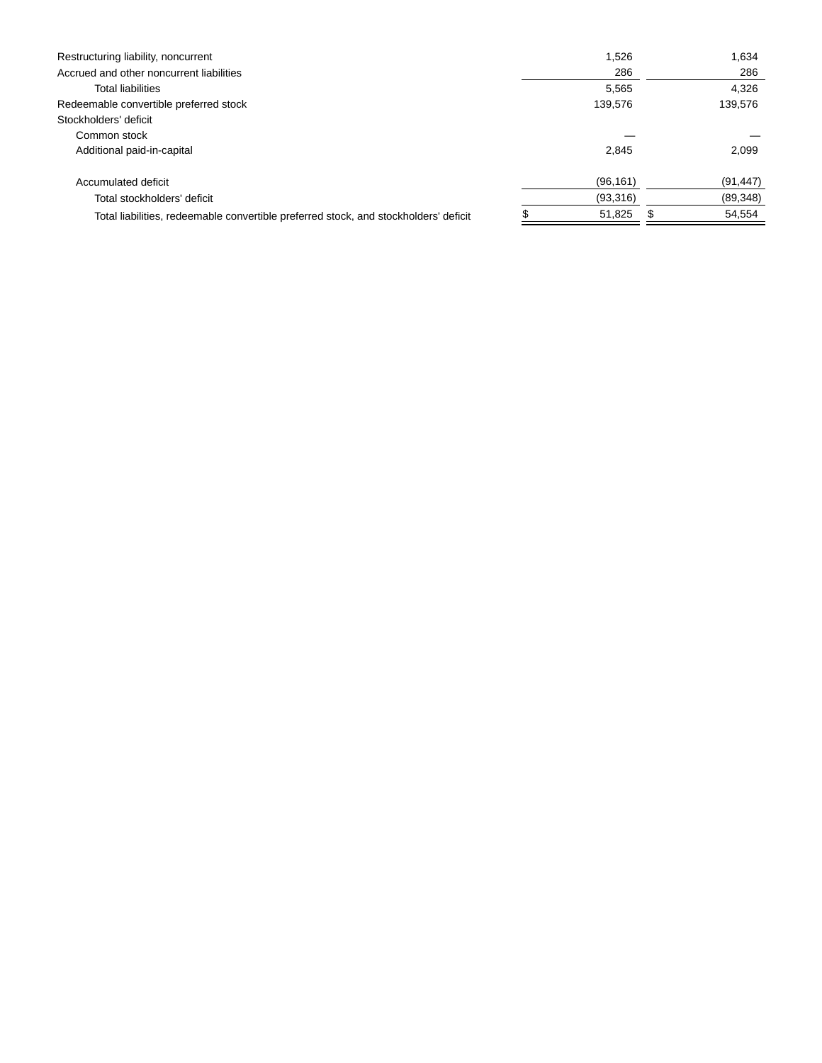| | | |
|---|---|---|
| Restructuring liability, noncurrent | 1,526 | 1,634 |
| Accrued and other noncurrent liabilities | 286 | 286 |
| Total liabilities | 5,565 | 4,326 |
| Redeemable convertible preferred stock | 139,576 | 139,576 |
| Stockholders' deficit | | |
| Common stock | — | — |
| Additional paid-in-capital | 2,845 | 2,099 |
| Accumulated deficit | (96,161) | (91,447) |
| Total stockholders' deficit | (93,316) | (89,348) |
| Total liabilities, redeemable convertible preferred stock, and stockholders' deficit | $ 51,825 | $ 54,554 |